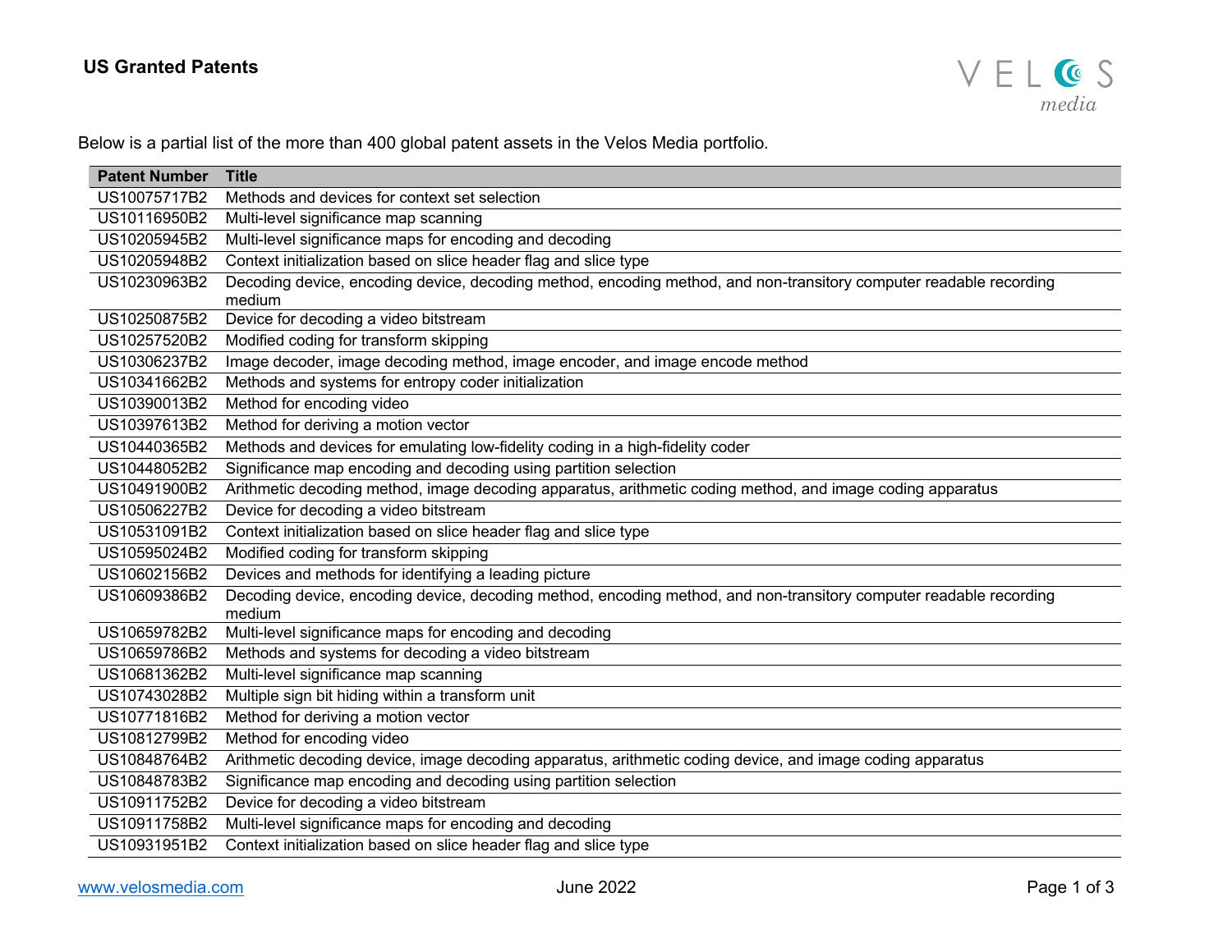# US Granted Patents

Below is a partial list of the more than 400 global patent assets in the Velos Media portfolio.

| Patent Number | Title |
|---|---|
| US10075717B2 | Methods and devices for context set selection |
| US10116950B2 | Multi-level significance map scanning |
| US10205945B2 | Multi-level significance maps for encoding and decoding |
| US10205948B2 | Context initialization based on slice header flag and slice type |
| US10230963B2 | Decoding device, encoding device, decoding method, encoding method, and non-transitory computer readable recording medium |
| US10250875B2 | Device for decoding a video bitstream |
| US10257520B2 | Modified coding for transform skipping |
| US10306237B2 | Image decoder, image decoding method, image encoder, and image encode method |
| US10341662B2 | Methods and systems for entropy coder initialization |
| US10390013B2 | Method for encoding video |
| US10397613B2 | Method for deriving a motion vector |
| US10440365B2 | Methods and devices for emulating low-fidelity coding in a high-fidelity coder |
| US10448052B2 | Significance map encoding and decoding using partition selection |
| US10491900B2 | Arithmetic decoding method, image decoding apparatus, arithmetic coding method, and image coding apparatus |
| US10506227B2 | Device for decoding a video bitstream |
| US10531091B2 | Context initialization based on slice header flag and slice type |
| US10595024B2 | Modified coding for transform skipping |
| US10602156B2 | Devices and methods for identifying a leading picture |
| US10609386B2 | Decoding device, encoding device, decoding method, encoding method, and non-transitory computer readable recording medium |
| US10659782B2 | Multi-level significance maps for encoding and decoding |
| US10659786B2 | Methods and systems for decoding a video bitstream |
| US10681362B2 | Multi-level significance map scanning |
| US10743028B2 | Multiple sign bit hiding within a transform unit |
| US10771816B2 | Method for deriving a motion vector |
| US10812799B2 | Method for encoding video |
| US10848764B2 | Arithmetic decoding device, image decoding apparatus, arithmetic coding device, and image coding apparatus |
| US10848783B2 | Significance map encoding and decoding using partition selection |
| US10911752B2 | Device for decoding a video bitstream |
| US10911758B2 | Multi-level significance maps for encoding and decoding |
| US10931951B2 | Context initialization based on slice header flag and slice type |

www.velosmedia.com June 2022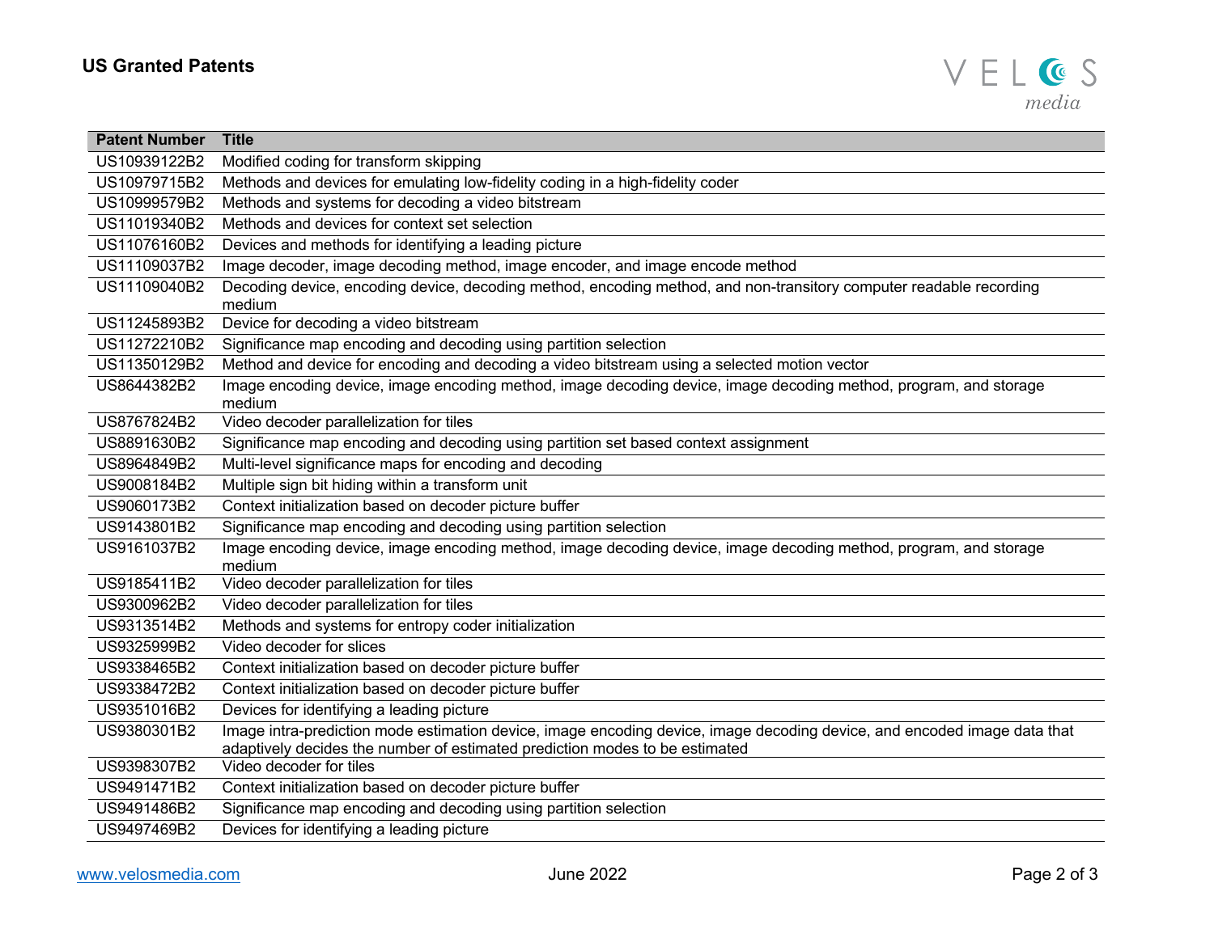## US Granted Patents

| Patent Number | Title |
|---|---|
| US10939122B2 | Modified coding for transform skipping |
| US10979715B2 | Methods and devices for emulating low-fidelity coding in a high-fidelity coder |
| US10999579B2 | Methods and systems for decoding a video bitstream |
| US11019340B2 | Methods and devices for context set selection |
| US11076160B2 | Devices and methods for identifying a leading picture |
| US11109037B2 | Image decoder, image decoding method, image encoder, and image encode method |
| US11109040B2 | Decoding device, encoding device, decoding method, encoding method, and non-transitory computer readable recording medium |
| US11245893B2 | Device for decoding a video bitstream |
| US11272210B2 | Significance map encoding and decoding using partition selection |
| US11350129B2 | Method and device for encoding and decoding a video bitstream using a selected motion vector |
| US8644382B2 | Image encoding device, image encoding method, image decoding device, image decoding method, program, and storage medium |
| US8767824B2 | Video decoder parallelization for tiles |
| US8891630B2 | Significance map encoding and decoding using partition set based context assignment |
| US8964849B2 | Multi-level significance maps for encoding and decoding |
| US9008184B2 | Multiple sign bit hiding within a transform unit |
| US9060173B2 | Context initialization based on decoder picture buffer |
| US9143801B2 | Significance map encoding and decoding using partition selection |
| US9161037B2 | Image encoding device, image encoding method, image decoding device, image decoding method, program, and storage medium |
| US9185411B2 | Video decoder parallelization for tiles |
| US9300962B2 | Video decoder parallelization for tiles |
| US9313514B2 | Methods and systems for entropy coder initialization |
| US9325999B2 | Video decoder for slices |
| US9338465B2 | Context initialization based on decoder picture buffer |
| US9338472B2 | Context initialization based on decoder picture buffer |
| US9351016B2 | Devices for identifying a leading picture |
| US9380301B2 | Image intra-prediction mode estimation device, image encoding device, image decoding device, and encoded image data that adaptively decides the number of estimated prediction modes to be estimated |
| US9398307B2 | Video decoder for tiles |
| US9491471B2 | Context initialization based on decoder picture buffer |
| US9491486B2 | Significance map encoding and decoding using partition selection |
| US9497469B2 | Devices for identifying a leading picture |

www.velosmedia.com June 2022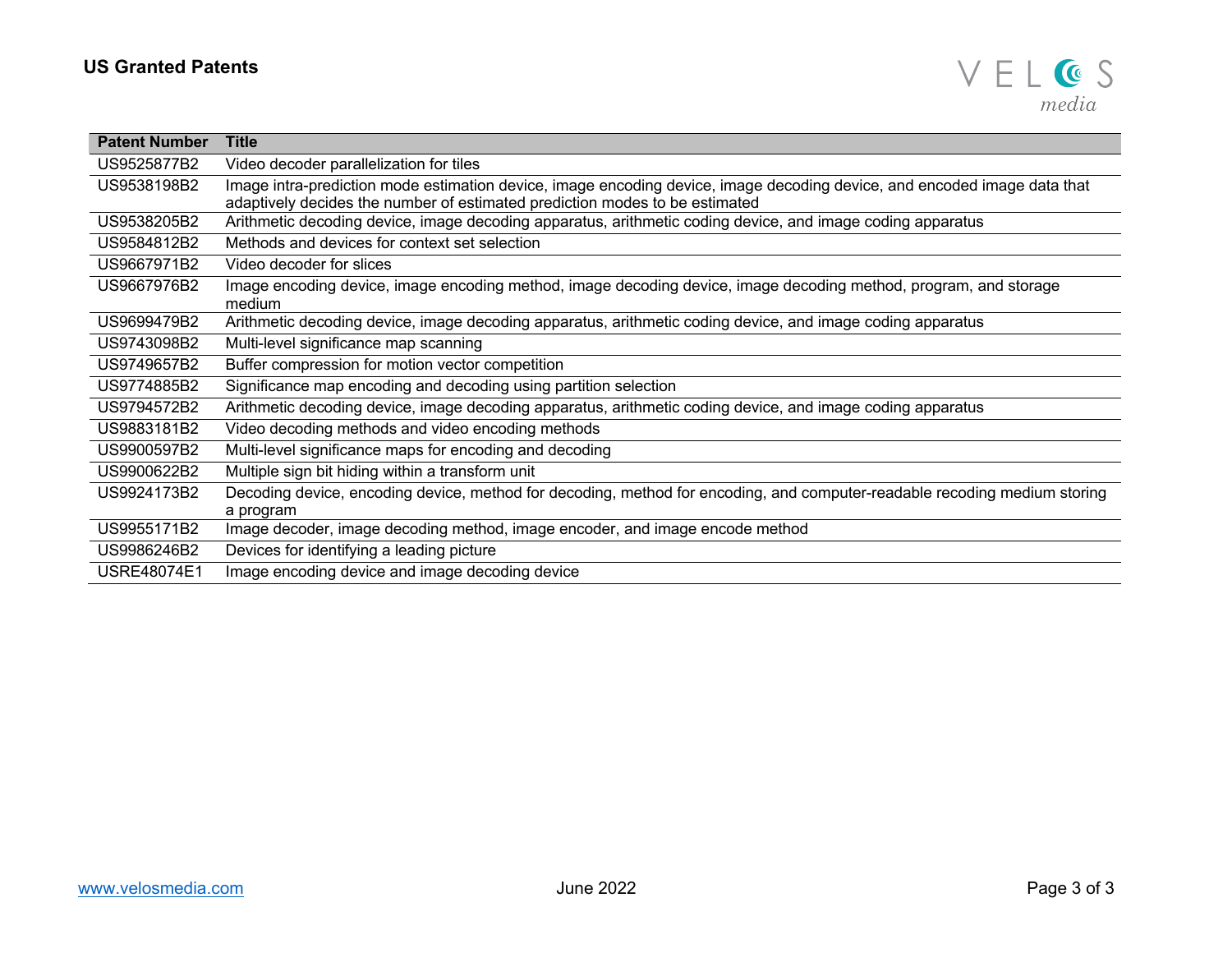## US Granted Patents

| Patent Number | Title |
|---|---|
| US9525877B2 | Video decoder parallelization for tiles |
| US9538198B2 | Image intra-prediction mode estimation device, image encoding device, image decoding device, and encoded image data that adaptively decides the number of estimated prediction modes to be estimated |
| US9538205B2 | Arithmetic decoding device, image decoding apparatus, arithmetic coding device, and image coding apparatus |
| US9584812B2 | Methods and devices for context set selection |
| US9667971B2 | Video decoder for slices |
| US9667976B2 | Image encoding device, image encoding method, image decoding device, image decoding method, program, and storage medium |
| US9699479B2 | Arithmetic decoding device, image decoding apparatus, arithmetic coding device, and image coding apparatus |
| US9743098B2 | Multi-level significance map scanning |
| US9749657B2 | Buffer compression for motion vector competition |
| US9774885B2 | Significance map encoding and decoding using partition selection |
| US9794572B2 | Arithmetic decoding device, image decoding apparatus, arithmetic coding device, and image coding apparatus |
| US9883181B2 | Video decoding methods and video encoding methods |
| US9900597B2 | Multi-level significance maps for encoding and decoding |
| US9900622B2 | Multiple sign bit hiding within a transform unit |
| US9924173B2 | Decoding device, encoding device, method for decoding, method for encoding, and computer-readable recoding medium storing a program |
| US9955171B2 | Image decoder, image decoding method, image encoder, and image encode method |
| US9986246B2 | Devices for identifying a leading picture |
| USRE48074E1 | Image encoding device and image decoding device |